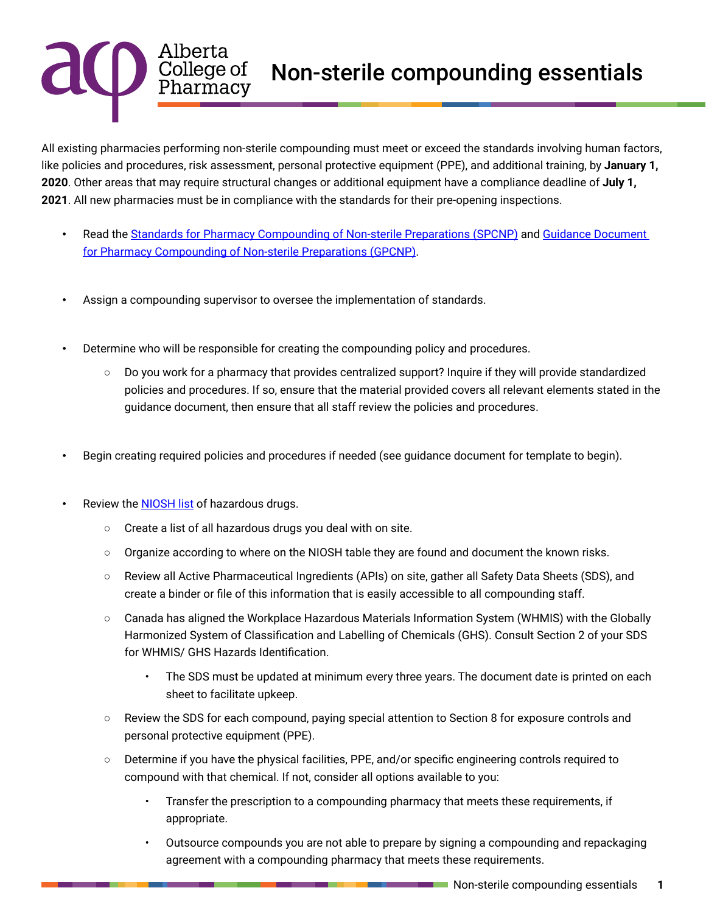# Non-sterile compounding essentials

All existing pharmacies performing non-sterile compounding must meet or exceed the standards involving human factors, like policies and procedures, risk assessment, personal protective equipment (PPE), and additional training, by **January 1, 2020**. Other areas that may require structural changes or additional equipment have a compliance deadline of **July 1, 2021**. All new pharmacies must be in compliance with the standards for their pre-opening inspections.

- Read the [Standards for Pharmacy Compounding of Non-sterile Preparations (SPCNP)]() and [Guidance Document for Pharmacy Compounding of Non-sterile Preparations (GPCNP)]().

- Assign a compounding supervisor to oversee the implementation of standards.

- Determine who will be responsible for creating the compounding policy and procedures.
    - Do you work for a pharmacy that provides centralized support? Inquire if they will provide standardized policies and procedures. If so, ensure that the material provided covers all relevant elements stated in the guidance document, then ensure that all staff review the policies and procedures.

- Begin creating required policies and procedures if needed (see guidance document for template to begin).

- Review the [NIOSH list]() of hazardous drugs.
    - Create a list of all hazardous drugs you deal with on site.
    - Organize according to where on the NIOSH table they are found and document the known risks.
    - Review all Active Pharmaceutical Ingredients (APIs) on site, gather all Safety Data Sheets (SDS), and create a binder or file of this information that is easily accessible to all compounding staff.
    - Canada has aligned the Workplace Hazardous Materials Information System (WHMIS) with the Globally Harmonized System of Classification and Labelling of Chemicals (GHS). Consult Section 2 of your SDS for WHMIS/ GHS Hazards Identification.
        - The SDS must be updated at minimum every three years. The document date is printed on each sheet to facilitate upkeep.
    - Review the SDS for each compound, paying special attention to Section 8 for exposure controls and personal protective equipment (PPE).
    - Determine if you have the physical facilities, PPE, and/or specific engineering controls required to compound with that chemical. If not, consider all options available to you:
        - Transfer the prescription to a compounding pharmacy that meets these requirements, if appropriate.
        - Outsource compounds you are not able to prepare by signing a compounding and repackaging agreement with a compounding pharmacy that meets these requirements.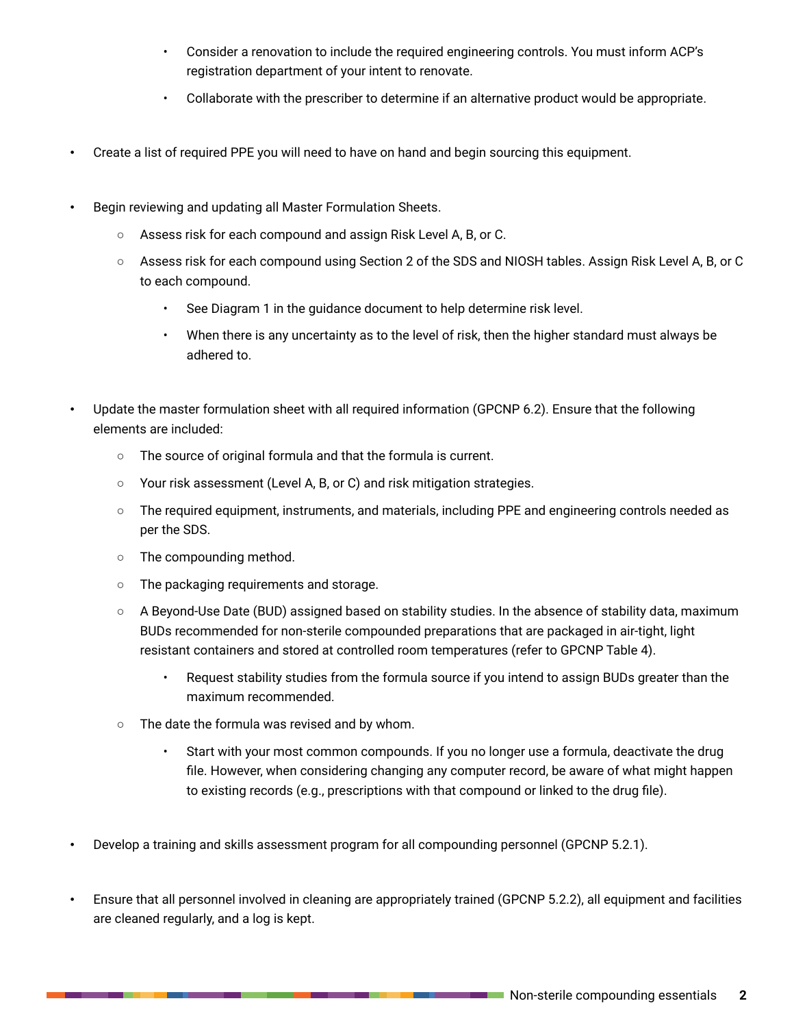- Consider a renovation to include the required engineering controls. You must inform ACP's registration department of your intent to renovate.
        - Collaborate with the prescriber to determine if an alternative product would be appropriate.

- Create a list of required PPE you will need to have on hand and begin sourcing this equipment.

- Begin reviewing and updating all Master Formulation Sheets.
    - Assess risk for each compound and assign Risk Level A, B, or C.
    - Assess risk for each compound using Section 2 of the SDS and NIOSH tables. Assign Risk Level A, B, or C to each compound.
        - See Diagram 1 in the guidance document to help determine risk level.
        - When there is any uncertainty as to the level of risk, then the higher standard must always be adhered to.

- Update the master formulation sheet with all required information (GPCNP 6.2). Ensure that the following elements are included:
    - The source of original formula and that the formula is current.
    - Your risk assessment (Level A, B, or C) and risk mitigation strategies.
    - The required equipment, instruments, and materials, including PPE and engineering controls needed as per the SDS.
    - The compounding method.
    - The packaging requirements and storage.
    - A Beyond-Use Date (BUD) assigned based on stability studies. In the absence of stability data, maximum BUDs recommended for non-sterile compounded preparations that are packaged in air-tight, light resistant containers and stored at controlled room temperatures (refer to GPCNP Table 4).
        - Request stability studies from the formula source if you intend to assign BUDs greater than the maximum recommended.
    - The date the formula was revised and by whom.
        - Start with your most common compounds. If you no longer use a formula, deactivate the drug file. However, when considering changing any computer record, be aware of what might happen to existing records (e.g., prescriptions with that compound or linked to the drug file).

- Develop a training and skills assessment program for all compounding personnel (GPCNP 5.2.1).

- Ensure that all personnel involved in cleaning are appropriately trained (GPCNP 5.2.2), all equipment and facilities are cleaned regularly, and a log is kept.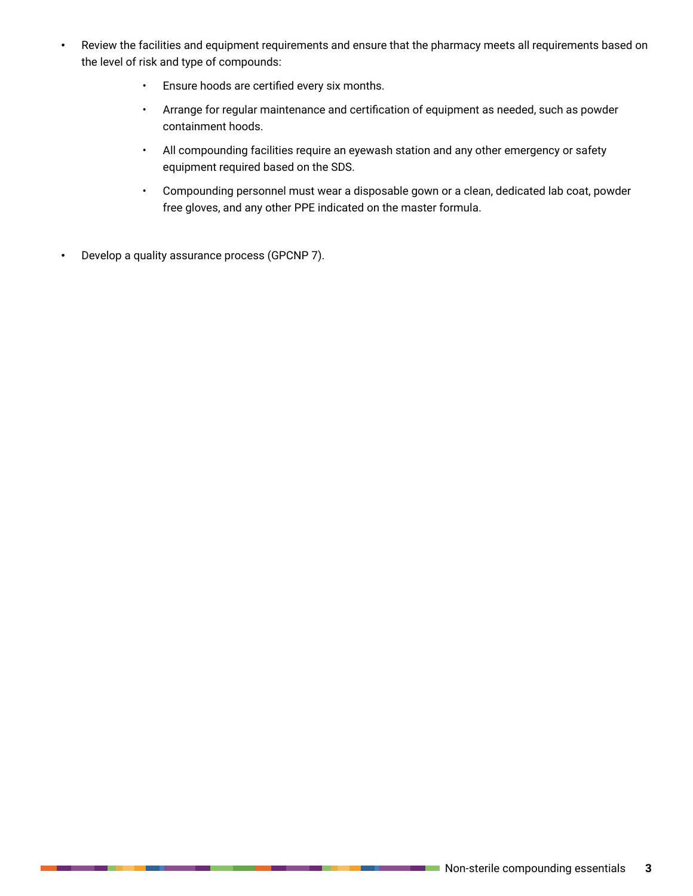- Review the facilities and equipment requirements and ensure that the pharmacy meets all requirements based on the level of risk and type of compounds:
    - Ensure hoods are certified every six months.
    - Arrange for regular maintenance and certification of equipment as needed, such as powder containment hoods.
    - All compounding facilities require an eyewash station and any other emergency or safety equipment required based on the SDS.
    - Compounding personnel must wear a disposable gown or a clean, dedicated lab coat, powder free gloves, and any other PPE indicated on the master formula.
- Develop a quality assurance process (GPCNP 7).